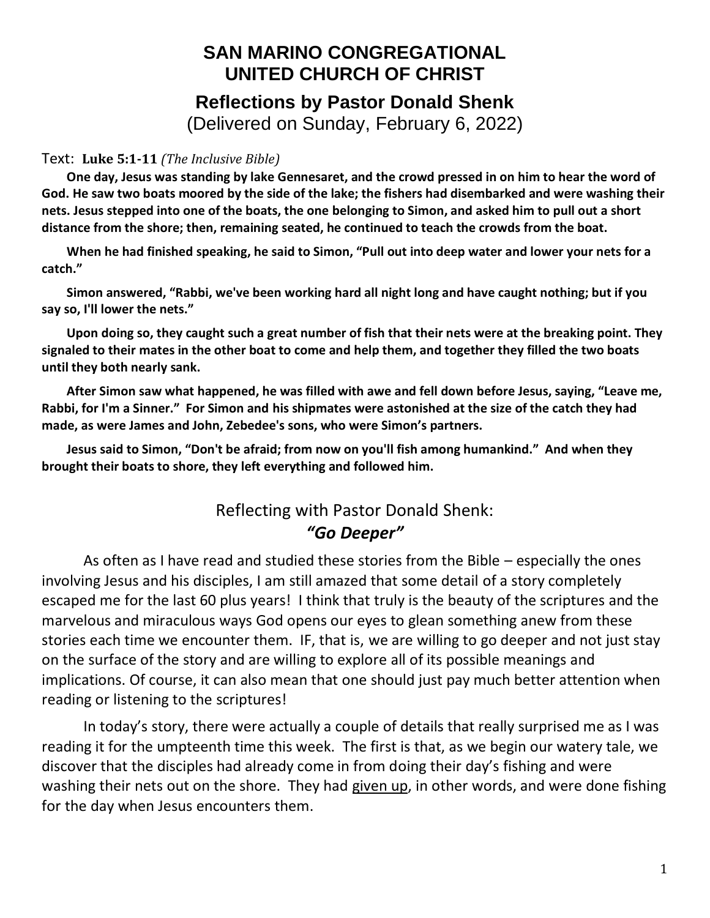# SAN MARINO CONGREGATIONAL
# UNITED CHURCH OF CHRIST

## Reflections by Pastor Donald Shenk

(Delivered on Sunday, February 6, 2022)

Text: **Luke 5:1-11** *(The Inclusive Bible)*

**One day, Jesus was standing by lake Gennesaret, and the crowd pressed in on him to hear the word of God. He saw two boats moored by the side of the lake; the fishers had disembarked and were washing their nets. Jesus stepped into one of the boats, the one belonging to Simon, and asked him to pull out a short distance from the shore; then, remaining seated, he continued to teach the crowds from the boat.**

**When he had finished speaking, he said to Simon, "Pull out into deep water and lower your nets for a catch."**

**Simon answered, "Rabbi, we've been working hard all night long and have caught nothing; but if you say so, I'll lower the nets."**

**Upon doing so, they caught such a great number of fish that their nets were at the breaking point. They signaled to their mates in the other boat to come and help them, and together they filled the two boats until they both nearly sank.**

**After Simon saw what happened, he was filled with awe and fell down before Jesus, saying, "Leave me, Rabbi, for I'm a Sinner." For Simon and his shipmates were astonished at the size of the catch they had made, as were James and John, Zebedee's sons, who were Simon's partners.**

**Jesus said to Simon, "Don't be afraid; from now on you'll fish among humankind." And when they brought their boats to shore, they left everything and followed him.**

## Reflecting with Pastor Donald Shenk:
## *"Go Deeper"*

As often as I have read and studied these stories from the Bible – especially the ones involving Jesus and his disciples, I am still amazed that some detail of a story completely escaped me for the last 60 plus years! I think that truly is the beauty of the scriptures and the marvelous and miraculous ways God opens our eyes to glean something anew from these stories each time we encounter them. IF, that is, we are willing to go deeper and not just stay on the surface of the story and are willing to explore all of its possible meanings and implications. Of course, it can also mean that one should just pay much better attention when reading or listening to the scriptures!

In today's story, there were actually a couple of details that really surprised me as I was reading it for the umpteenth time this week. The first is that, as we begin our watery tale, we discover that the disciples had already come in from doing their day's fishing and were washing their nets out on the shore. They had given up, in other words, and were done fishing for the day when Jesus encounters them.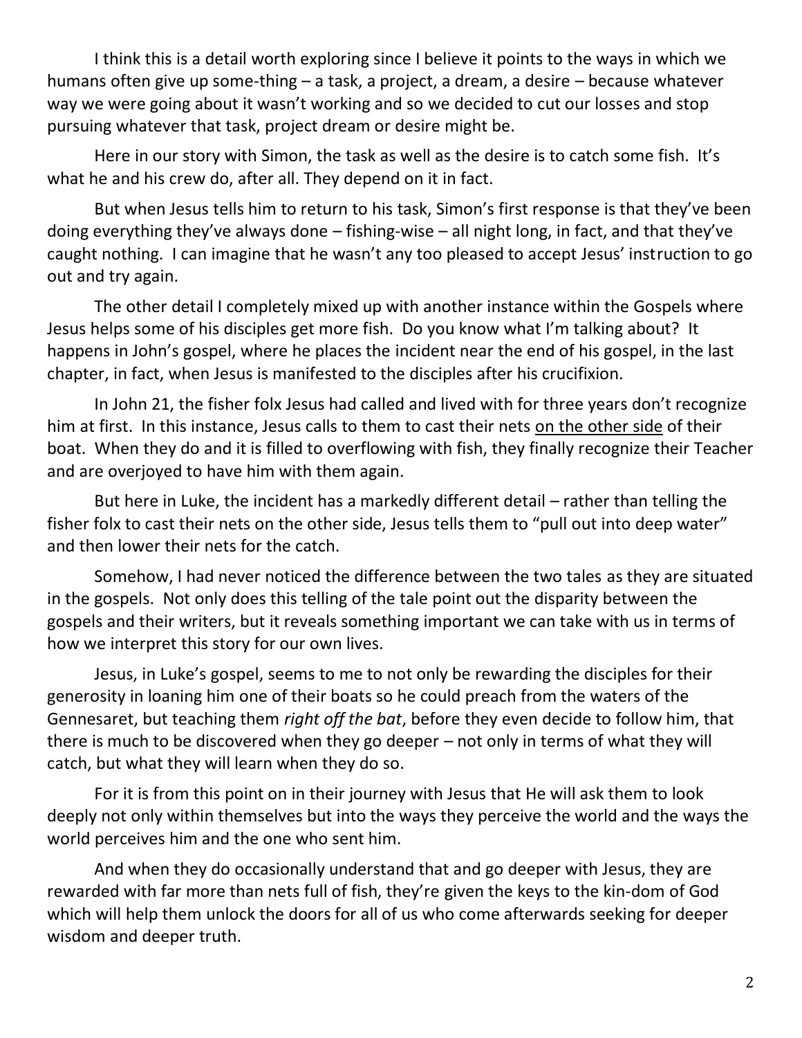I think this is a detail worth exploring since I believe it points to the ways in which we humans often give up some-thing – a task, a project, a dream, a desire – because whatever way we were going about it wasn't working and so we decided to cut our losses and stop pursuing whatever that task, project dream or desire might be.

Here in our story with Simon, the task as well as the desire is to catch some fish. It's what he and his crew do, after all. They depend on it in fact.

But when Jesus tells him to return to his task, Simon's first response is that they've been doing everything they've always done – fishing-wise – all night long, in fact, and that they've caught nothing. I can imagine that he wasn't any too pleased to accept Jesus' instruction to go out and try again.

The other detail I completely mixed up with another instance within the Gospels where Jesus helps some of his disciples get more fish. Do you know what I'm talking about? It happens in John's gospel, where he places the incident near the end of his gospel, in the last chapter, in fact, when Jesus is manifested to the disciples after his crucifixion.

In John 21, the fisher folx Jesus had called and lived with for three years don't recognize him at first. In this instance, Jesus calls to them to cast their nets <u>on the other side</u> of their boat. When they do and it is filled to overflowing with fish, they finally recognize their Teacher and are overjoyed to have him with them again.

But here in Luke, the incident has a markedly different detail – rather than telling the fisher folx to cast their nets on the other side, Jesus tells them to "pull out into deep water" and then lower their nets for the catch.

Somehow, I had never noticed the difference between the two tales as they are situated in the gospels. Not only does this telling of the tale point out the disparity between the gospels and their writers, but it reveals something important we can take with us in terms of how we interpret this story for our own lives.

Jesus, in Luke's gospel, seems to me to not only be rewarding the disciples for their generosity in loaning him one of their boats so he could preach from the waters of the Gennesaret, but teaching them *right off the bat*, before they even decide to follow him, that there is much to be discovered when they go deeper – not only in terms of what they will catch, but what they will learn when they do so.

For it is from this point on in their journey with Jesus that He will ask them to look deeply not only within themselves but into the ways they perceive the world and the ways the world perceives him and the one who sent him.

And when they do occasionally understand that and go deeper with Jesus, they are rewarded with far more than nets full of fish, they're given the keys to the kin-dom of God which will help them unlock the doors for all of us who come afterwards seeking for deeper wisdom and deeper truth.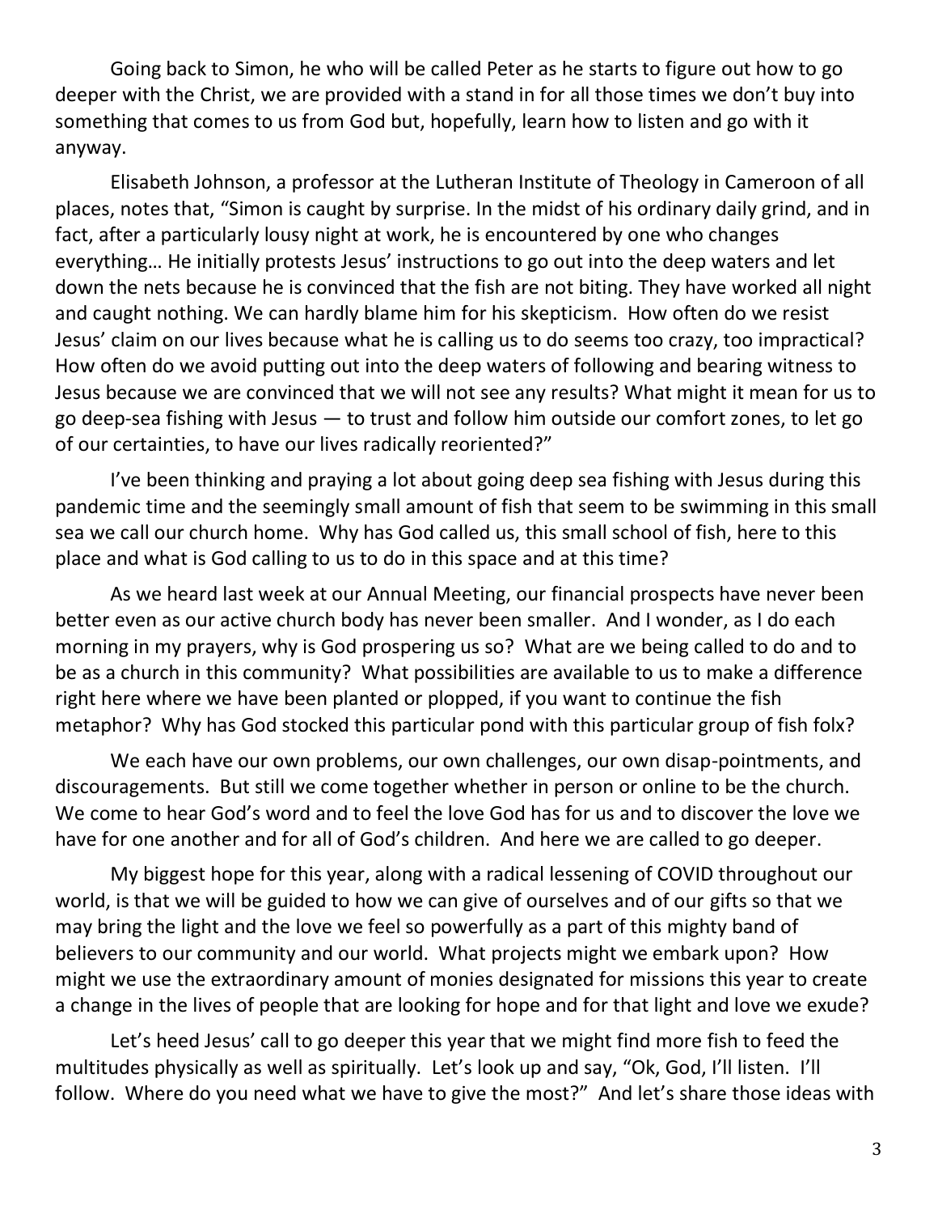Going back to Simon, he who will be called Peter as he starts to figure out how to go deeper with the Christ, we are provided with a stand in for all those times we don't buy into something that comes to us from God but, hopefully, learn how to listen and go with it anyway.

Elisabeth Johnson, a professor at the Lutheran Institute of Theology in Cameroon of all places, notes that, "Simon is caught by surprise. In the midst of his ordinary daily grind, and in fact, after a particularly lousy night at work, he is encountered by one who changes everything… He initially protests Jesus' instructions to go out into the deep waters and let down the nets because he is convinced that the fish are not biting. They have worked all night and caught nothing. We can hardly blame him for his skepticism. How often do we resist Jesus' claim on our lives because what he is calling us to do seems too crazy, too impractical? How often do we avoid putting out into the deep waters of following and bearing witness to Jesus because we are convinced that we will not see any results? What might it mean for us to go deep-sea fishing with Jesus — to trust and follow him outside our comfort zones, to let go of our certainties, to have our lives radically reoriented?"

I've been thinking and praying a lot about going deep sea fishing with Jesus during this pandemic time and the seemingly small amount of fish that seem to be swimming in this small sea we call our church home. Why has God called us, this small school of fish, here to this place and what is God calling to us to do in this space and at this time?

As we heard last week at our Annual Meeting, our financial prospects have never been better even as our active church body has never been smaller. And I wonder, as I do each morning in my prayers, why is God prospering us so? What are we being called to do and to be as a church in this community? What possibilities are available to us to make a difference right here where we have been planted or plopped, if you want to continue the fish metaphor? Why has God stocked this particular pond with this particular group of fish folx?

We each have our own problems, our own challenges, our own disap-pointments, and discouragements. But still we come together whether in person or online to be the church. We come to hear God's word and to feel the love God has for us and to discover the love we have for one another and for all of God's children. And here we are called to go deeper.

My biggest hope for this year, along with a radical lessening of COVID throughout our world, is that we will be guided to how we can give of ourselves and of our gifts so that we may bring the light and the love we feel so powerfully as a part of this mighty band of believers to our community and our world. What projects might we embark upon? How might we use the extraordinary amount of monies designated for missions this year to create a change in the lives of people that are looking for hope and for that light and love we exude?

Let's heed Jesus' call to go deeper this year that we might find more fish to feed the multitudes physically as well as spiritually. Let's look up and say, "Ok, God, I'll listen. I'll follow. Where do you need what we have to give the most?" And let's share those ideas with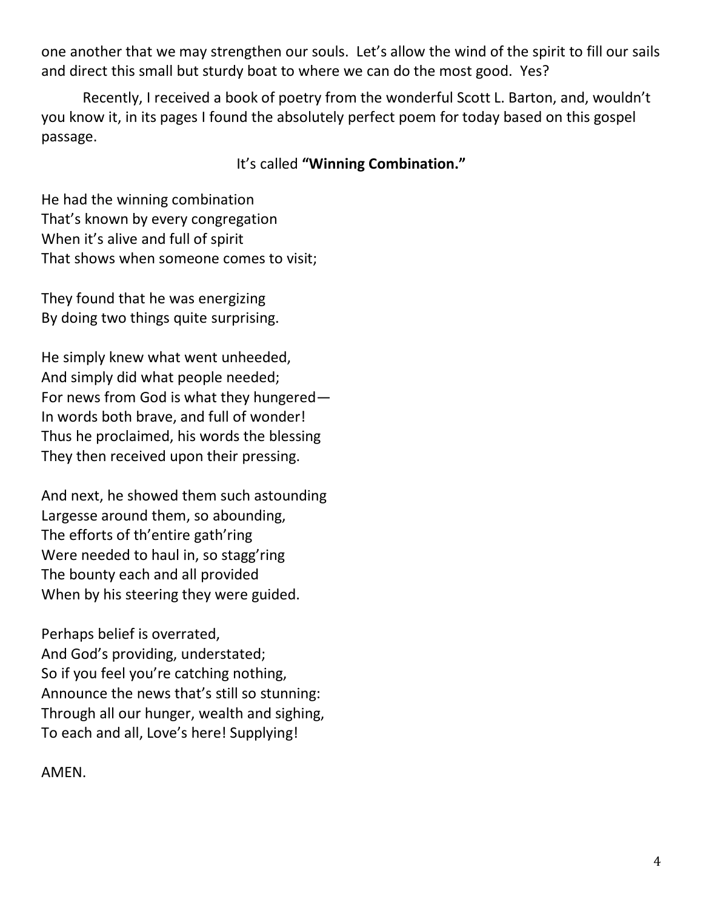one another that we may strengthen our souls. Let's allow the wind of the spirit to fill our sails and direct this small but sturdy boat to where we can do the most good. Yes?

Recently, I received a book of poetry from the wonderful Scott L. Barton, and, wouldn't you know it, in its pages I found the absolutely perfect poem for today based on this gospel passage.

It's called **"Winning Combination."**

He had the winning combination  
That's known by every congregation  
When it's alive and full of spirit  
That shows when someone comes to visit;

They found that he was energizing  
By doing two things quite surprising.

He simply knew what went unheeded,  
And simply did what people needed;  
For news from God is what they hungered—  
In words both brave, and full of wonder!  
Thus he proclaimed, his words the blessing  
They then received upon their pressing.

And next, he showed them such astounding  
Largesse around them, so abounding,  
The efforts of th'entire gath'ring  
Were needed to haul in, so stagg'ring  
The bounty each and all provided  
When by his steering they were guided.

Perhaps belief is overrated,  
And God's providing, understated;  
So if you feel you're catching nothing,  
Announce the news that's still so stunning:  
Through all our hunger, wealth and sighing,  
To each and all, Love's here! Supplying!

AMEN.